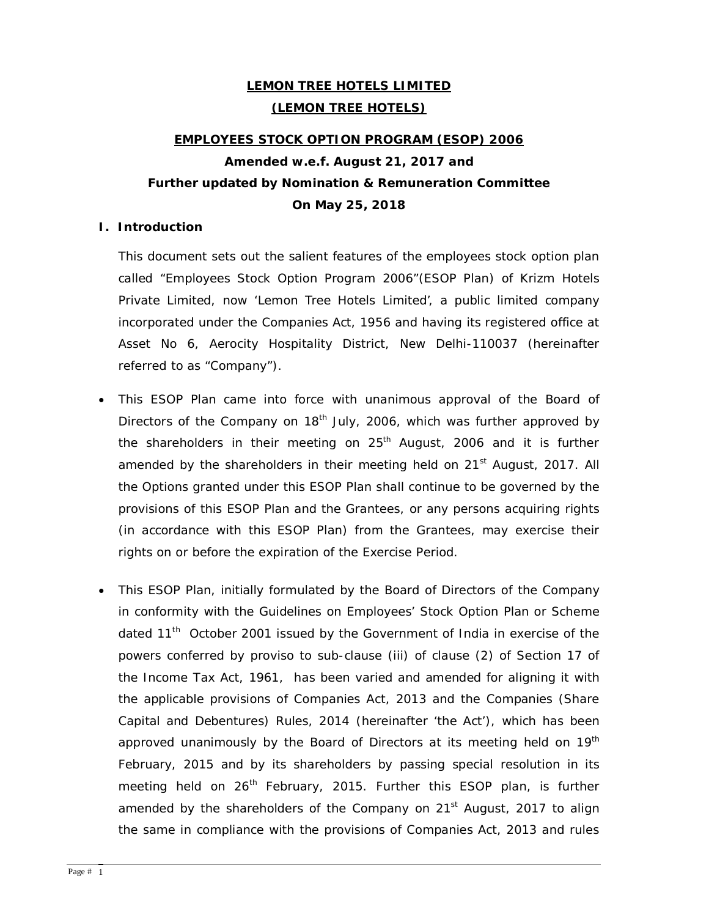# LEMON TREE HOTELS LIMITED
# (LEMON TREE HOTELS)

## EMPLOYEES STOCK OPTION PROGRAM (ESOP) 2006

**Amended w.e.f. August 21, 2017 and**
**Further updated by Nomination & Remuneration Committee**
**On May 25, 2018**

### I. Introduction

This document sets out the salient features of the employees stock option plan called "Employees Stock Option Program 2006"(ESOP Plan) of Krizm Hotels Private Limited, now 'Lemon Tree Hotels Limited', a public limited company incorporated under the Companies Act, 1956 and having its registered office at Asset No 6, Aerocity Hospitality District, New Delhi-110037 (hereinafter referred to as "Company").

- This ESOP Plan came into force with unanimous approval of the Board of Directors of the Company on 18th July, 2006, which was further approved by the shareholders in their meeting on 25th August, 2006 and it is further amended by the shareholders in their meeting held on 21st August, 2017. All the Options granted under this ESOP Plan shall continue to be governed by the provisions of this ESOP Plan and the Grantees, or any persons acquiring rights (in accordance with this ESOP Plan) from the Grantees, may exercise their rights on or before the expiration of the Exercise Period.

- This ESOP Plan, initially formulated by the Board of Directors of the Company in conformity with the Guidelines on Employees' Stock Option Plan or Scheme dated 11th October 2001 issued by the Government of India in exercise of the powers conferred by proviso to sub-clause (iii) of clause (2) of Section 17 of the Income Tax Act, 1961, has been varied and amended for aligning it with the applicable provisions of Companies Act, 2013 and the Companies (Share Capital and Debentures) Rules, 2014 (hereinafter 'the Act'), which has been approved unanimously by the Board of Directors at its meeting held on 19th February, 2015 and by its shareholders by passing special resolution in its meeting held on 26th February, 2015. Further this ESOP plan, is further amended by the shareholders of the Company on 21st August, 2017 to align the same in compliance with the provisions of Companies Act, 2013 and rules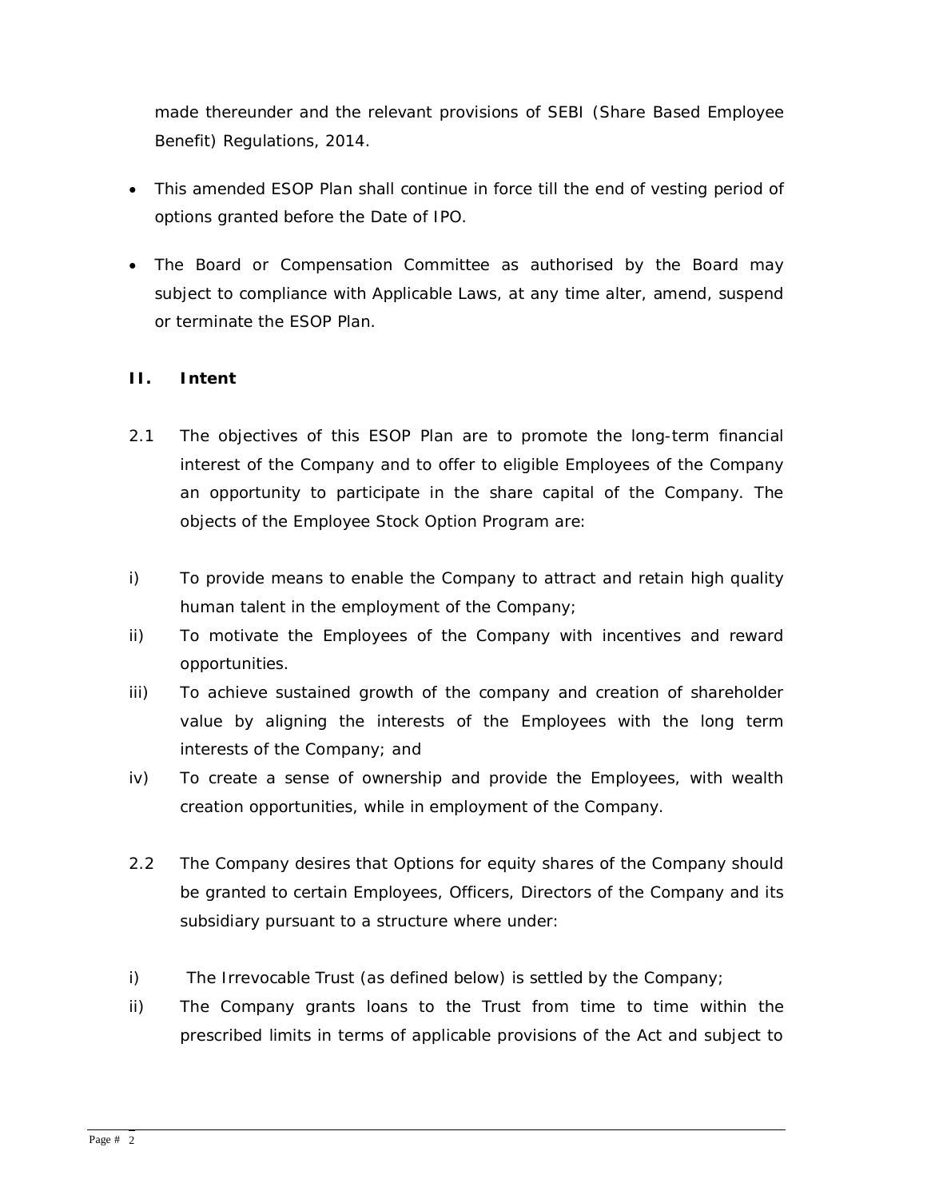made thereunder and the relevant provisions of SEBI (Share Based Employee Benefit) Regulations, 2014.

- This amended ESOP Plan shall continue in force till the end of vesting period of options granted before the Date of IPO.
- The Board or Compensation Committee as authorised by the Board may subject to compliance with Applicable Laws, at any time alter, amend, suspend or terminate the ESOP Plan.

## II. Intent

2.1 The objectives of this ESOP Plan are to promote the long-term financial interest of the Company and to offer to eligible Employees of the Company an opportunity to participate in the share capital of the Company. The objects of the Employee Stock Option Program are:

i) To provide means to enable the Company to attract and retain high quality human talent in the employment of the Company;

ii) To motivate the Employees of the Company with incentives and reward opportunities.

iii) To achieve sustained growth of the company and creation of shareholder value by aligning the interests of the Employees with the long term interests of the Company; and

iv) To create a sense of ownership and provide the Employees, with wealth creation opportunities, while in employment of the Company.

2.2 The Company desires that Options for equity shares of the Company should be granted to certain Employees, Officers, Directors of the Company and its subsidiary pursuant to a structure where under:

i) The Irrevocable Trust (as defined below) is settled by the Company;

ii) The Company grants loans to the Trust from time to time within the prescribed limits in terms of applicable provisions of the Act and subject to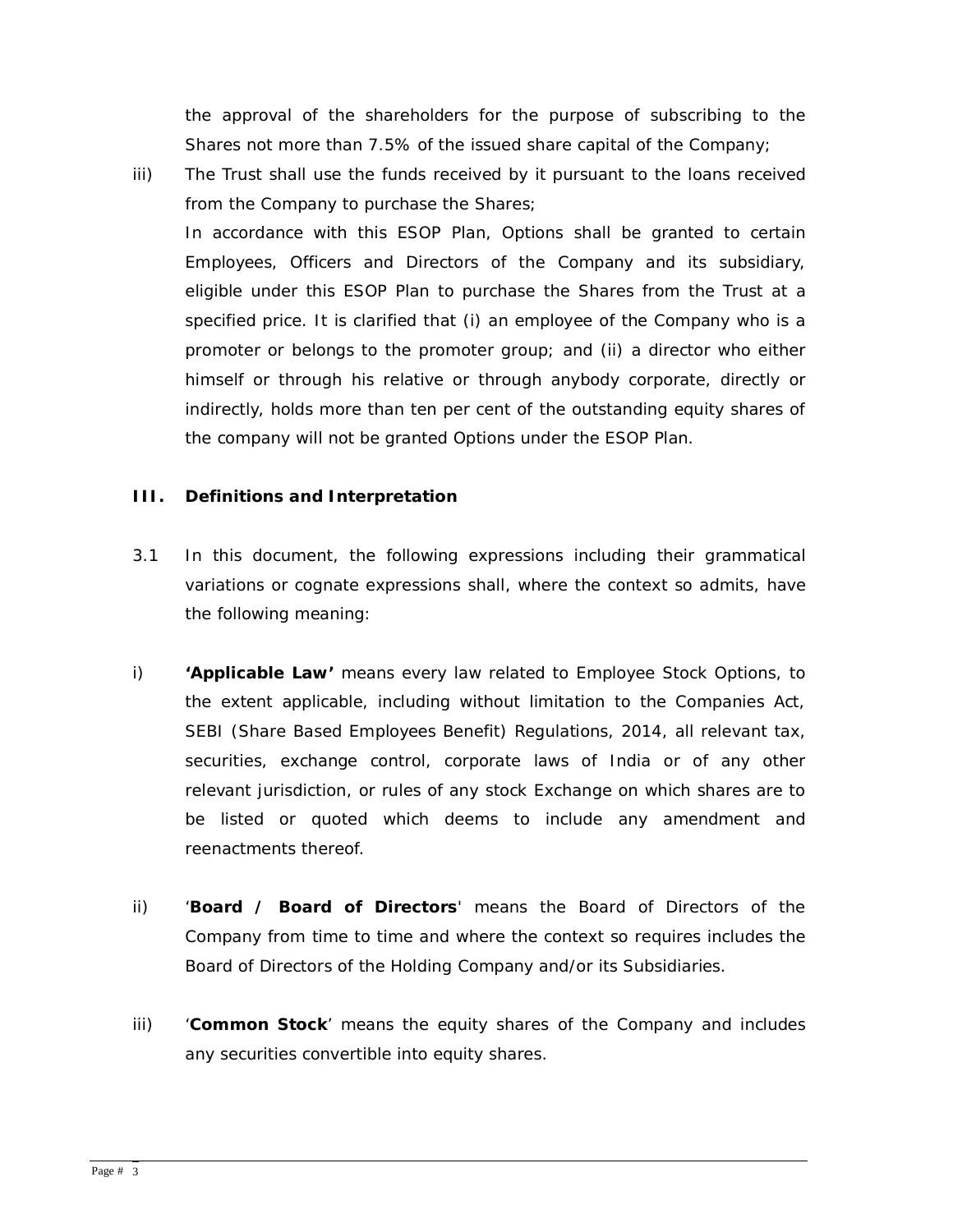the approval of the shareholders for the purpose of subscribing to the Shares not more than 7.5% of the issued share capital of the Company;

iii) The Trust shall use the funds received by it pursuant to the loans received from the Company to purchase the Shares;

In accordance with this ESOP Plan, Options shall be granted to certain Employees, Officers and Directors of the Company and its subsidiary, eligible under this ESOP Plan to purchase the Shares from the Trust at a specified price. It is clarified that (i) an employee of the Company who is a promoter or belongs to the promoter group; and (ii) a director who either himself or through his relative or through anybody corporate, directly or indirectly, holds more than ten per cent of the outstanding equity shares of the company will not be granted Options under the ESOP Plan.

## III. Definitions and Interpretation

3.1 In this document, the following expressions including their grammatical variations or cognate expressions shall, where the context so admits, have the following meaning:

i) **'Applicable Law'** means every law related to Employee Stock Options, to the extent applicable, including without limitation to the Companies Act, SEBI (Share Based Employees Benefit) Regulations, 2014, all relevant tax, securities, exchange control, corporate laws of India or of any other relevant jurisdiction, or rules of any stock Exchange on which shares are to be listed or quoted which deems to include any amendment and reenactments thereof.

ii) '**Board / Board of Directors**' means the Board of Directors of the Company from time to time and where the context so requires includes the Board of Directors of the Holding Company and/or its Subsidiaries.

iii) '**Common Stock**' means the equity shares of the Company and includes any securities convertible into equity shares.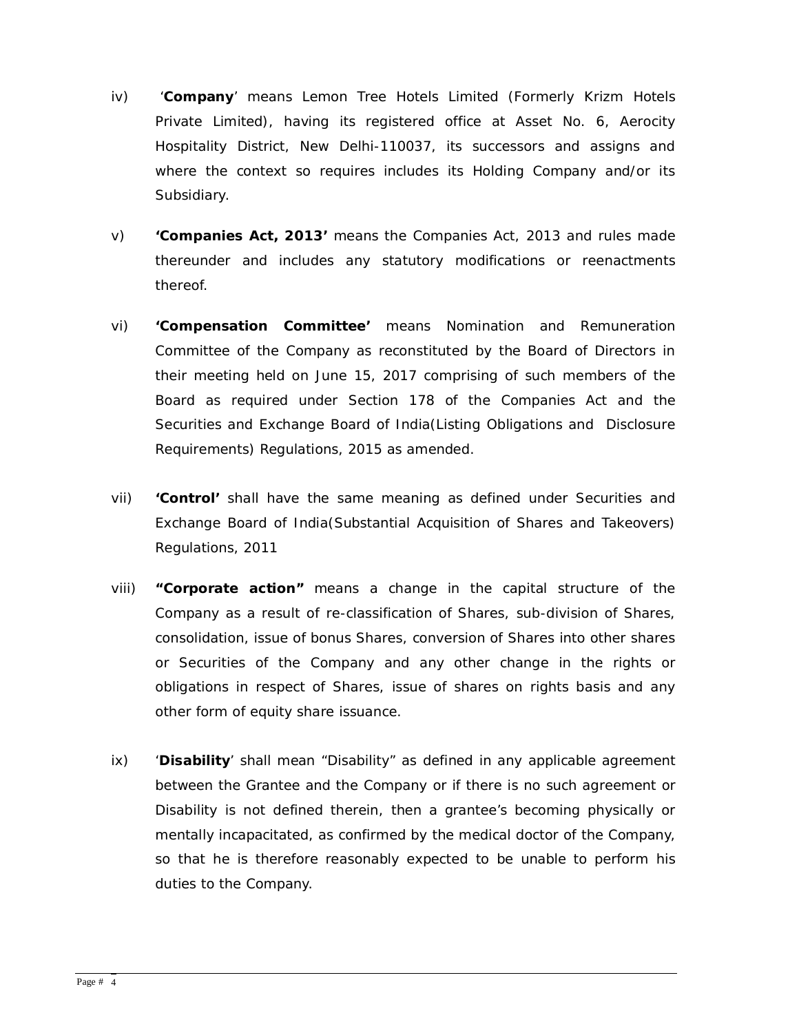iv) '**Company**' means Lemon Tree Hotels Limited (Formerly Krizm Hotels Private Limited), having its registered office at Asset No. 6, Aerocity Hospitality District, New Delhi-110037, its successors and assigns and where the context so requires includes its Holding Company and/or its Subsidiary.

v) **'Companies Act, 2013'** means the Companies Act, 2013 and rules made thereunder and includes any statutory modifications or reenactments thereof.

vi) **'Compensation Committee'** means Nomination and Remuneration Committee of the Company as reconstituted by the Board of Directors in their meeting held on June 15, 2017 comprising of such members of the Board as required under Section 178 of the Companies Act and the Securities and Exchange Board of India(Listing Obligations and Disclosure Requirements) Regulations, 2015 as amended.

vii) **'Control'** shall have the same meaning as defined under Securities and Exchange Board of India(Substantial Acquisition of Shares and Takeovers) Regulations, 2011

viii) **"Corporate action"** means a change in the capital structure of the Company as a result of re-classification of Shares, sub-division of Shares, consolidation, issue of bonus Shares, conversion of Shares into other shares or Securities of the Company and any other change in the rights or obligations in respect of Shares, issue of shares on rights basis and any other form of equity share issuance.

ix) '**Disability**' shall mean "Disability" as defined in any applicable agreement between the Grantee and the Company or if there is no such agreement or Disability is not defined therein, then a grantee's becoming physically or mentally incapacitated, as confirmed by the medical doctor of the Company, so that he is therefore reasonably expected to be unable to perform his duties to the Company.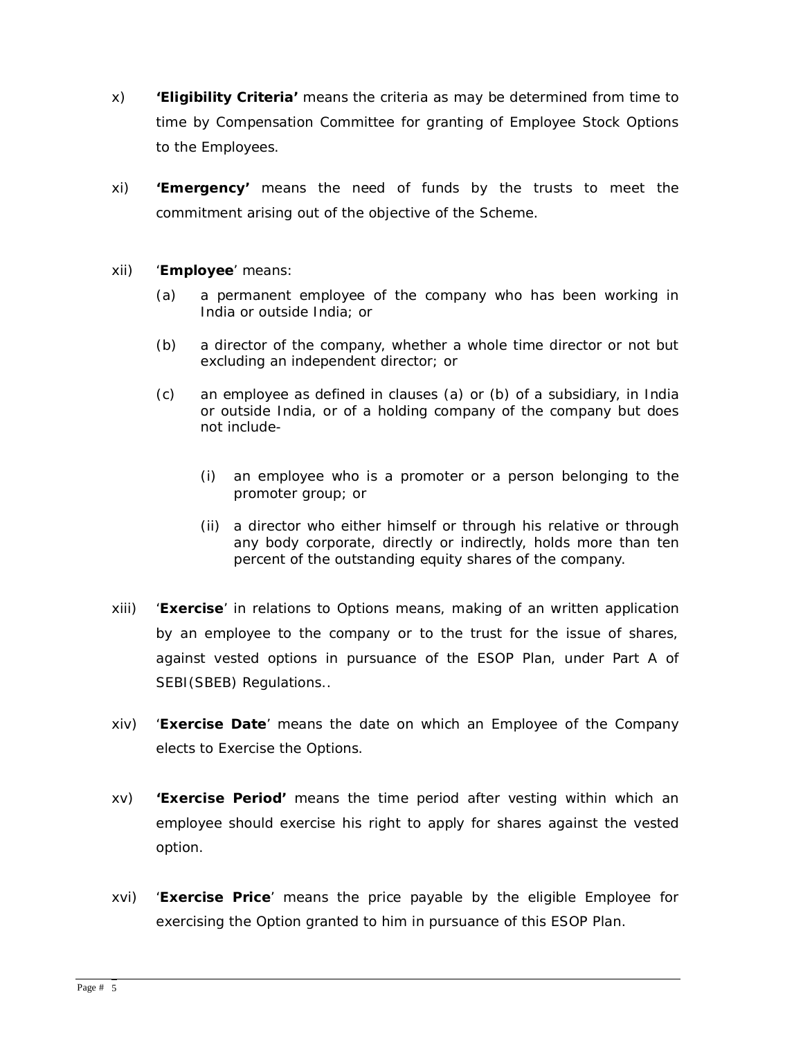x) **'Eligibility Criteria'** means the criteria as may be determined from time to time by Compensation Committee for granting of Employee Stock Options to the Employees.

xi) **'Emergency'** means the need of funds by the trusts to meet the commitment arising out of the objective of the Scheme.

xii) '**Employee**' means:

(a) a permanent employee of the company who has been working in India or outside India; or

(b) a director of the company, whether a whole time director or not but excluding an independent director; or

(c) an employee as defined in clauses (a) or (b) of a subsidiary, in India or outside India, or of a holding company of the company but does not include-

(i) an employee who is a promoter or a person belonging to the promoter group; or

(ii) a director who either himself or through his relative or through any body corporate, directly or indirectly, holds more than ten percent of the outstanding equity shares of the company.

xiii) '**Exercise**' in relations to Options means, making of an written application by an employee to the company or to the trust for the issue of shares, against vested options in pursuance of the ESOP Plan, under Part A of SEBI(SBEB) Regulations..

xiv) '**Exercise Date**' means the date on which an Employee of the Company elects to Exercise the Options.

xv) **'Exercise Period'** means the time period after vesting within which an employee should exercise his right to apply for shares against the vested option.

xvi) '**Exercise Price**' means the price payable by the eligible Employee for exercising the Option granted to him in pursuance of this ESOP Plan.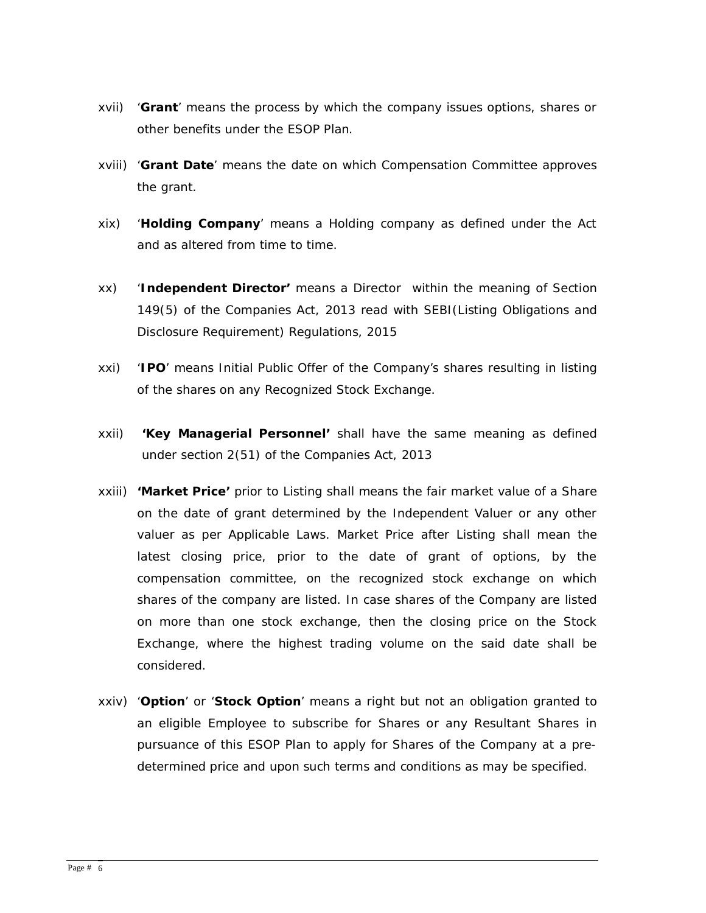xvii) '**Grant**' means the process by which the company issues options, shares or other benefits under the ESOP Plan.

xviii) '**Grant Date**' means the date on which Compensation Committee approves the grant.

xix) '**Holding Company**' means a Holding company as defined under the Act and as altered from time to time.

xx) '**Independent Director'** means a Director within the meaning of Section 149(5) of the Companies Act, 2013 read with SEBI(Listing Obligations and Disclosure Requirement) Regulations, 2015

xxi) '**IPO**' means Initial Public Offer of the Company's shares resulting in listing of the shares on any Recognized Stock Exchange.

xxii) **'Key Managerial Personnel'** shall have the same meaning as defined under section 2(51) of the Companies Act, 2013

xxiii) **'Market Price'** prior to Listing shall means the fair market value of a Share on the date of grant determined by the Independent Valuer or any other valuer as per Applicable Laws. Market Price after Listing shall mean the latest closing price, prior to the date of grant of options, by the compensation committee, on the recognized stock exchange on which shares of the company are listed. In case shares of the Company are listed on more than one stock exchange, then the closing price on the Stock Exchange, where the highest trading volume on the said date shall be considered.

xxiv) '**Option**' or '**Stock Option**' means a right but not an obligation granted to an eligible Employee to subscribe for Shares or any Resultant Shares in pursuance of this ESOP Plan to apply for Shares of the Company at a pre-determined price and upon such terms and conditions as may be specified.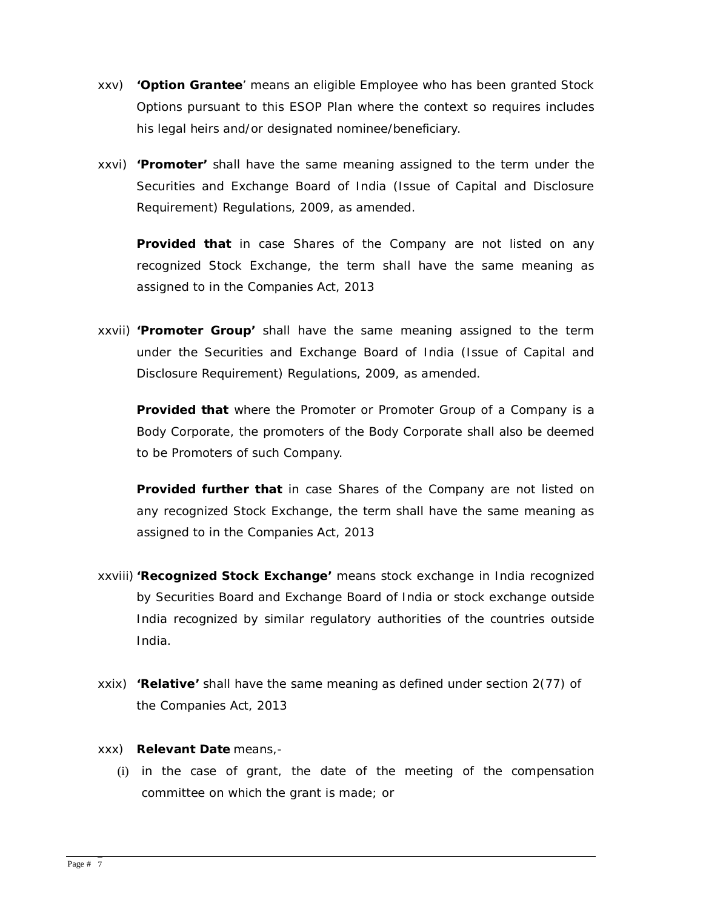xxv) **'Option Grantee**' means an eligible Employee who has been granted Stock Options pursuant to this ESOP Plan where the context so requires includes his legal heirs and/or designated nominee/beneficiary.

xxvi) **'Promoter'** shall have the same meaning assigned to the term under the Securities and Exchange Board of India (Issue of Capital and Disclosure Requirement) Regulations, 2009, as amended.

**Provided that** in case Shares of the Company are not listed on any recognized Stock Exchange, the term shall have the same meaning as assigned to in the Companies Act, 2013

xxvii) **'Promoter Group'** shall have the same meaning assigned to the term under the Securities and Exchange Board of India (Issue of Capital and Disclosure Requirement) Regulations, 2009, as amended.

**Provided that** where the Promoter or Promoter Group of a Company is a Body Corporate, the promoters of the Body Corporate shall also be deemed to be Promoters of such Company.

**Provided further that** in case Shares of the Company are not listed on any recognized Stock Exchange, the term shall have the same meaning as assigned to in the Companies Act, 2013

xxviii) **'Recognized Stock Exchange'** means stock exchange in India recognized by Securities Board and Exchange Board of India or stock exchange outside India recognized by similar regulatory authorities of the countries outside India.

xxix) **'Relative'** shall have the same meaning as defined under section 2(77) of the Companies Act, 2013

xxx) **Relevant Date** means,-

(i) in the case of grant, the date of the meeting of the compensation committee on which the grant is made; or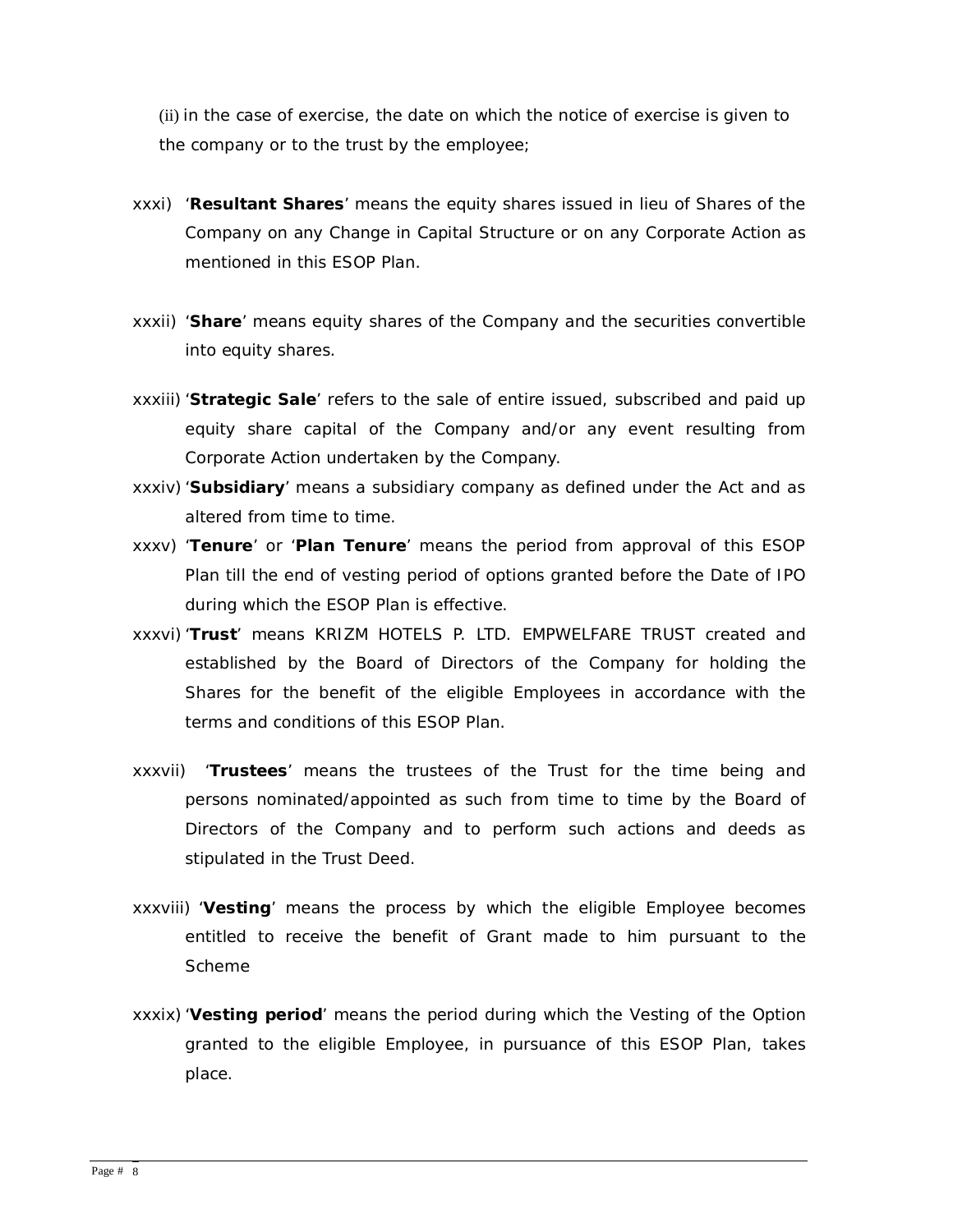(ii) in the case of exercise, the date on which the notice of exercise is given to the company or to the trust by the employee;

xxxi) '**Resultant Shares**' means the equity shares issued in lieu of Shares of the Company on any Change in Capital Structure or on any Corporate Action as mentioned in this ESOP Plan.

xxxii) '**Share**' means equity shares of the Company and the securities convertible into equity shares.

xxxiii) '**Strategic Sale**' refers to the sale of entire issued, subscribed and paid up equity share capital of the Company and/or any event resulting from Corporate Action undertaken by the Company.

xxxiv) '**Subsidiary**' means a subsidiary company as defined under the Act and as altered from time to time.

xxxv) '**Tenure**' or '**Plan Tenure**' means the period from approval of this ESOP Plan till the end of vesting period of options granted before the Date of IPO during which the ESOP Plan is effective.

xxxvi) '**Trust**' means KRIZM HOTELS P. LTD. EMPWELFARE TRUST created and established by the Board of Directors of the Company for holding the Shares for the benefit of the eligible Employees in accordance with the terms and conditions of this ESOP Plan.

xxxvii) '**Trustees**' means the trustees of the Trust for the time being and persons nominated/appointed as such from time to time by the Board of Directors of the Company and to perform such actions and deeds as stipulated in the Trust Deed.

xxxviii) '**Vesting**' means the process by which the eligible Employee becomes entitled to receive the benefit of Grant made to him pursuant to the Scheme

xxxix) '**Vesting period**' means the period during which the Vesting of the Option granted to the eligible Employee, in pursuance of this ESOP Plan, takes place.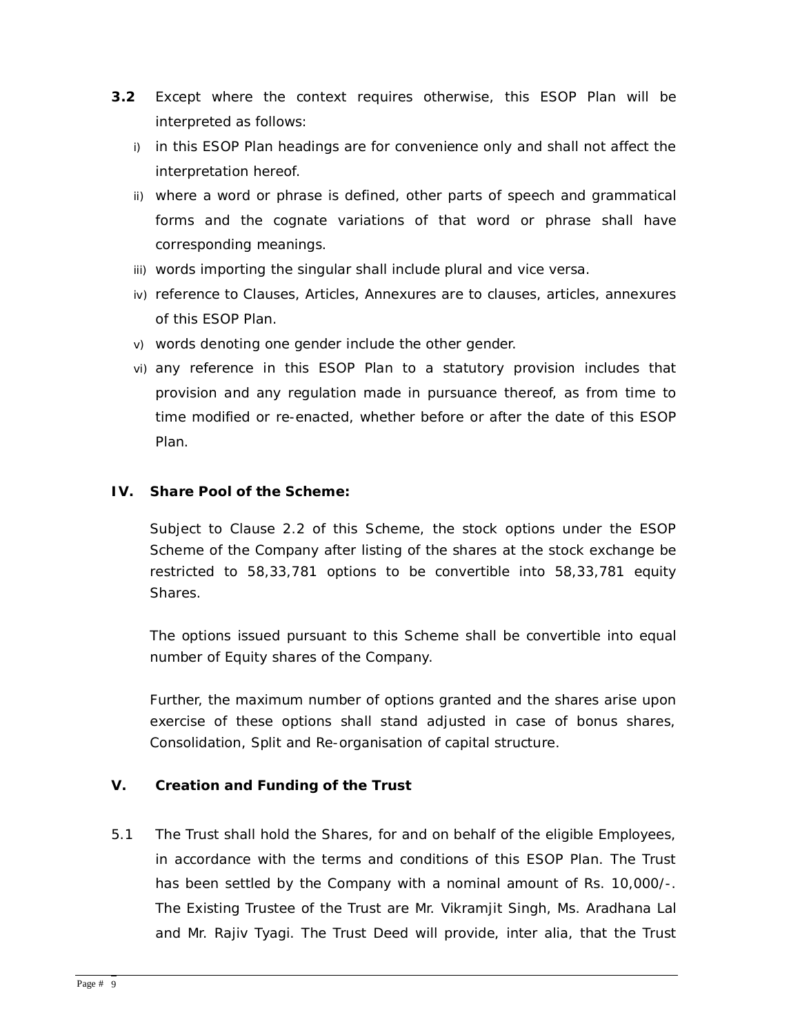**3.2** Except where the context requires otherwise, this ESOP Plan will be interpreted as follows:

i) in this ESOP Plan headings are for convenience only and shall not affect the interpretation hereof.

ii) where a word or phrase is defined, other parts of speech and grammatical forms and the cognate variations of that word or phrase shall have corresponding meanings.

iii) words importing the singular shall include plural and vice versa.

iv) reference to Clauses, Articles, Annexures are to clauses, articles, annexures of this ESOP Plan.

v) words denoting one gender include the other gender.

vi) any reference in this ESOP Plan to a statutory provision includes that provision and any regulation made in pursuance thereof, as from time to time modified or re-enacted, whether before or after the date of this ESOP Plan.

## IV. Share Pool of the Scheme:

Subject to Clause 2.2 of this Scheme, the stock options under the ESOP Scheme of the Company after listing of the shares at the stock exchange be restricted to 58,33,781 options to be convertible into 58,33,781 equity Shares.

The options issued pursuant to this Scheme shall be convertible into equal number of Equity shares of the Company.

Further, the maximum number of options granted and the shares arise upon exercise of these options shall stand adjusted in case of bonus shares, Consolidation, Split and Re-organisation of capital structure.

## V. Creation and Funding of the Trust

5.1 The Trust shall hold the Shares, for and on behalf of the eligible Employees, in accordance with the terms and conditions of this ESOP Plan. The Trust has been settled by the Company with a nominal amount of Rs. 10,000/-. The Existing Trustee of the Trust are Mr. Vikramjit Singh, Ms. Aradhana Lal and Mr. Rajiv Tyagi. The Trust Deed will provide, inter alia, that the Trust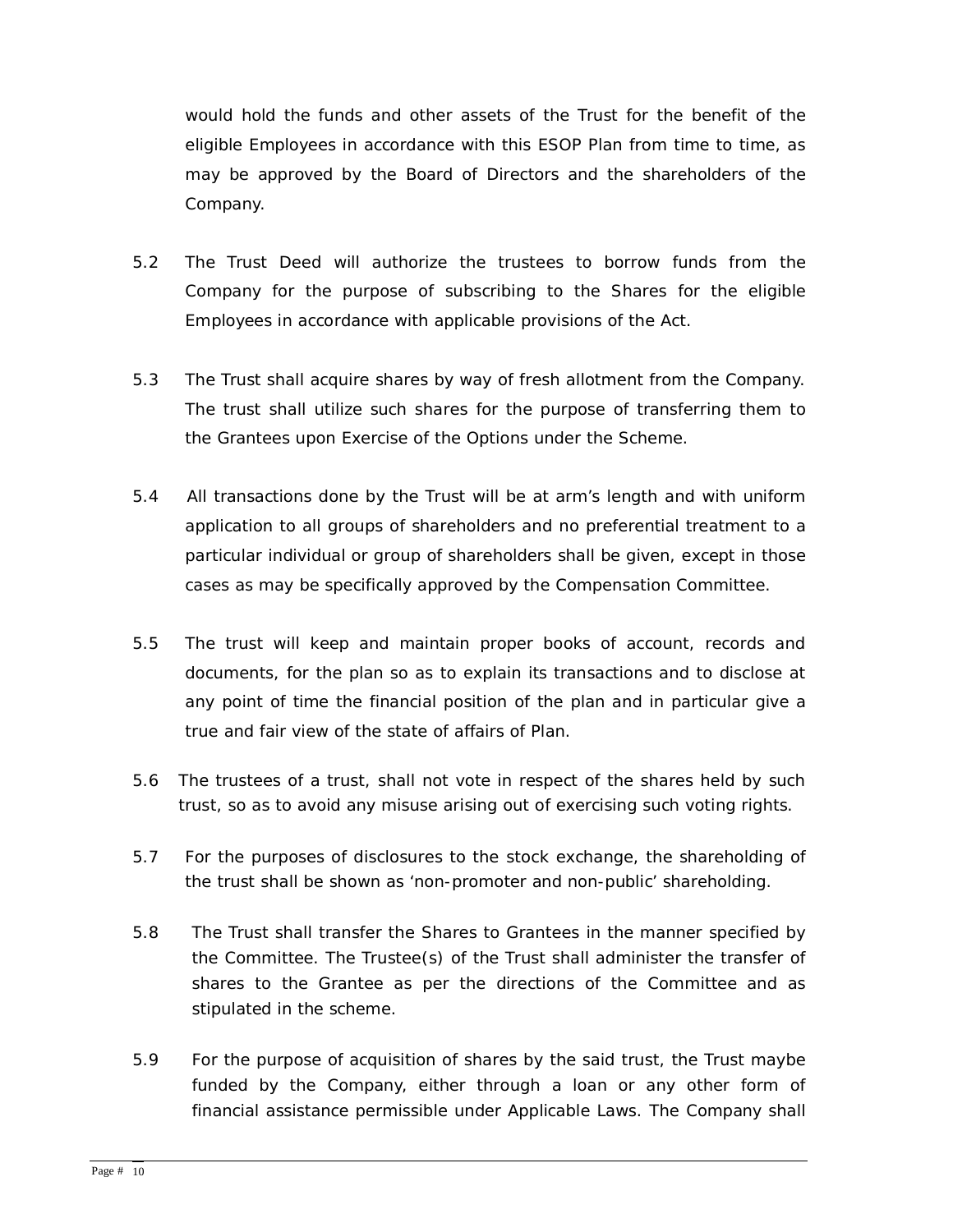would hold the funds and other assets of the Trust for the benefit of the eligible Employees in accordance with this ESOP Plan from time to time, as may be approved by the Board of Directors and the shareholders of the Company.

5.2 The Trust Deed will authorize the trustees to borrow funds from the Company for the purpose of subscribing to the Shares for the eligible Employees in accordance with applicable provisions of the Act.

5.3 The Trust shall acquire shares by way of fresh allotment from the Company. The trust shall utilize such shares for the purpose of transferring them to the Grantees upon Exercise of the Options under the Scheme.

5.4 All transactions done by the Trust will be at arm's length and with uniform application to all groups of shareholders and no preferential treatment to a particular individual or group of shareholders shall be given, except in those cases as may be specifically approved by the Compensation Committee.

5.5 The trust will keep and maintain proper books of account, records and documents, for the plan so as to explain its transactions and to disclose at any point of time the financial position of the plan and in particular give a true and fair view of the state of affairs of Plan.

5.6 The trustees of a trust, shall not vote in respect of the shares held by such trust, so as to avoid any misuse arising out of exercising such voting rights.

5.7 For the purposes of disclosures to the stock exchange, the shareholding of the trust shall be shown as 'non-promoter and non-public' shareholding.

5.8 The Trust shall transfer the Shares to Grantees in the manner specified by the Committee. The Trustee(s) of the Trust shall administer the transfer of shares to the Grantee as per the directions of the Committee and as stipulated in the scheme.

5.9 For the purpose of acquisition of shares by the said trust, the Trust maybe funded by the Company, either through a loan or any other form of financial assistance permissible under Applicable Laws. The Company shall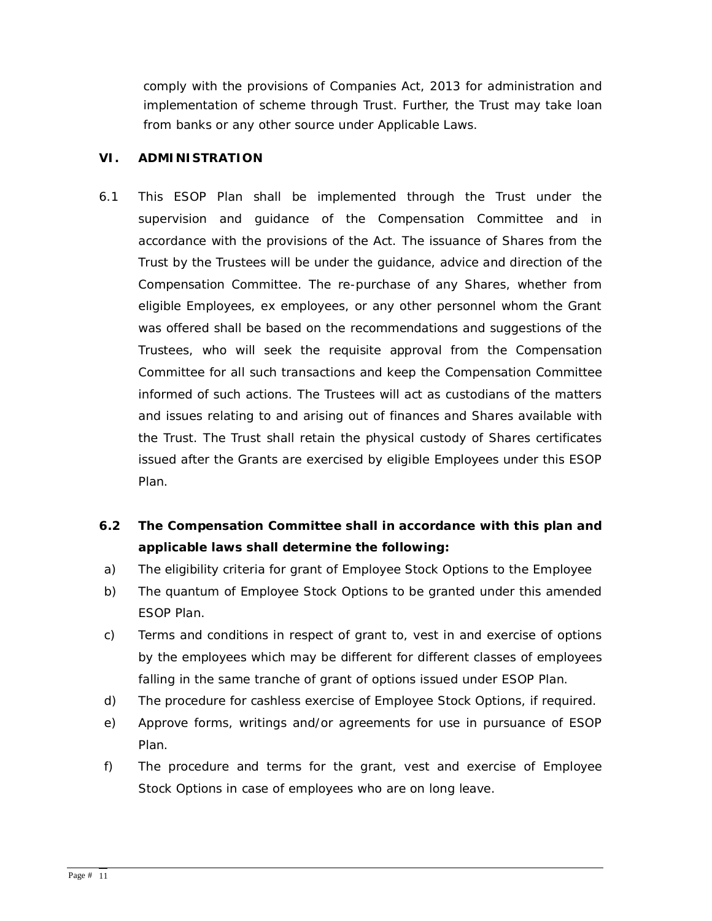comply with the provisions of Companies Act, 2013 for administration and implementation of scheme through Trust. Further, the Trust may take loan from banks or any other source under Applicable Laws.

## VI. ADMINISTRATION

6.1 This ESOP Plan shall be implemented through the Trust under the supervision and guidance of the Compensation Committee and in accordance with the provisions of the Act. The issuance of Shares from the Trust by the Trustees will be under the guidance, advice and direction of the Compensation Committee. The re-purchase of any Shares, whether from eligible Employees, ex employees, or any other personnel whom the Grant was offered shall be based on the recommendations and suggestions of the Trustees, who will seek the requisite approval from the Compensation Committee for all such transactions and keep the Compensation Committee informed of such actions. The Trustees will act as custodians of the matters and issues relating to and arising out of finances and Shares available with the Trust. The Trust shall retain the physical custody of Shares certificates issued after the Grants are exercised by eligible Employees under this ESOP Plan.

**6.2 The Compensation Committee shall in accordance with this plan and applicable laws shall determine the following:**

a) The eligibility criteria for grant of Employee Stock Options to the Employee

b) The quantum of Employee Stock Options to be granted under this amended ESOP Plan.

c) Terms and conditions in respect of grant to, vest in and exercise of options by the employees which may be different for different classes of employees falling in the same tranche of grant of options issued under ESOP Plan.

d) The procedure for cashless exercise of Employee Stock Options, if required.

e) Approve forms, writings and/or agreements for use in pursuance of ESOP Plan.

f) The procedure and terms for the grant, vest and exercise of Employee Stock Options in case of employees who are on long leave.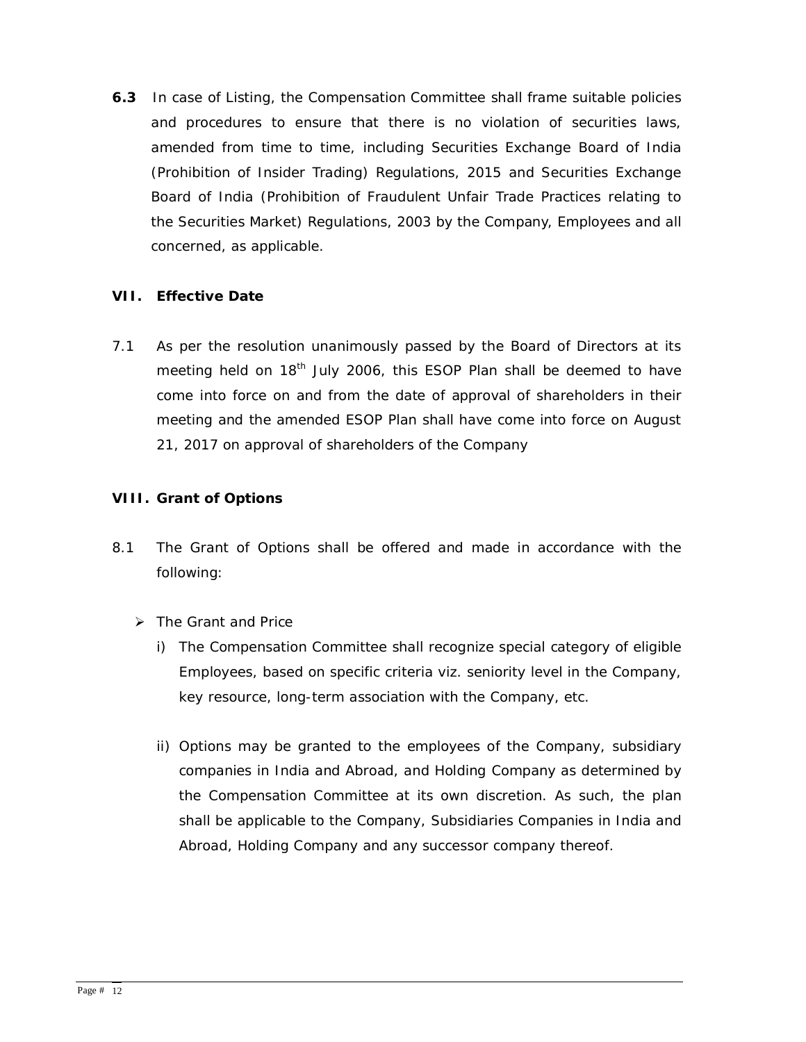**6.3** In case of Listing, the Compensation Committee shall frame suitable policies and procedures to ensure that there is no violation of securities laws, amended from time to time, including Securities Exchange Board of India (Prohibition of Insider Trading) Regulations, 2015 and Securities Exchange Board of India (Prohibition of Fraudulent Unfair Trade Practices relating to the Securities Market) Regulations, 2003 by the Company, Employees and all concerned, as applicable.

## VII. Effective Date

7.1 As per the resolution unanimously passed by the Board of Directors at its meeting held on 18th July 2006, this ESOP Plan shall be deemed to have come into force on and from the date of approval of shareholders in their meeting and the amended ESOP Plan shall have come into force on August 21, 2017 on approval of shareholders of the Company

## VIII. Grant of Options

8.1 The Grant of Options shall be offered and made in accordance with the following:

- The Grant and Price
  - i) The Compensation Committee shall recognize special category of eligible Employees, based on specific criteria viz. seniority level in the Company, key resource, long-term association with the Company, etc.
  - ii) Options may be granted to the employees of the Company, subsidiary companies in India and Abroad, and Holding Company as determined by the Compensation Committee at its own discretion. As such, the plan shall be applicable to the Company, Subsidiaries Companies in India and Abroad, Holding Company and any successor company thereof.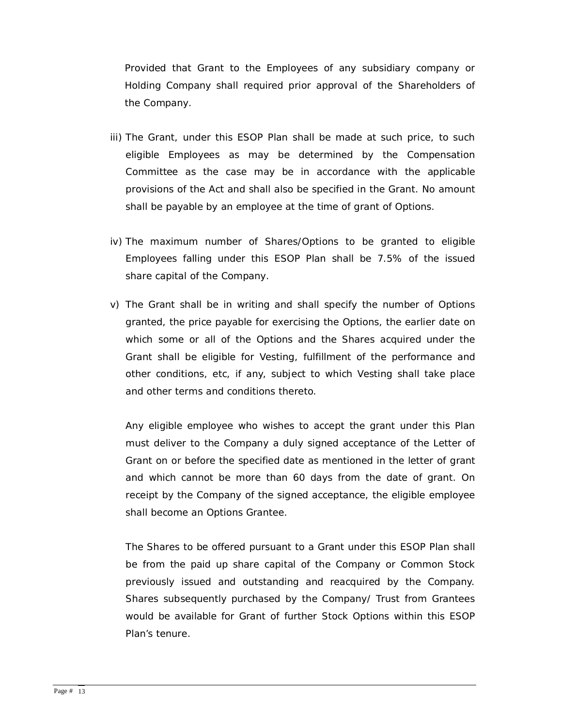Provided that Grant to the Employees of any subsidiary company or Holding Company shall required prior approval of the Shareholders of the Company.

iii) The Grant, under this ESOP Plan shall be made at such price, to such eligible Employees as may be determined by the Compensation Committee as the case may be in accordance with the applicable provisions of the Act and shall also be specified in the Grant. No amount shall be payable by an employee at the time of grant of Options.

iv) The maximum number of Shares/Options to be granted to eligible Employees falling under this ESOP Plan shall be 7.5% of the issued share capital of the Company.

v) The Grant shall be in writing and shall specify the number of Options granted, the price payable for exercising the Options, the earlier date on which some or all of the Options and the Shares acquired under the Grant shall be eligible for Vesting, fulfillment of the performance and other conditions, etc, if any, subject to which Vesting shall take place and other terms and conditions thereto.

Any eligible employee who wishes to accept the grant under this Plan must deliver to the Company a duly signed acceptance of the Letter of Grant on or before the specified date as mentioned in the letter of grant and which cannot be more than 60 days from the date of grant. On receipt by the Company of the signed acceptance, the eligible employee shall become an Options Grantee.

The Shares to be offered pursuant to a Grant under this ESOP Plan shall be from the paid up share capital of the Company or Common Stock previously issued and outstanding and reacquired by the Company. Shares subsequently purchased by the Company/ Trust from Grantees would be available for Grant of further Stock Options within this ESOP Plan's tenure.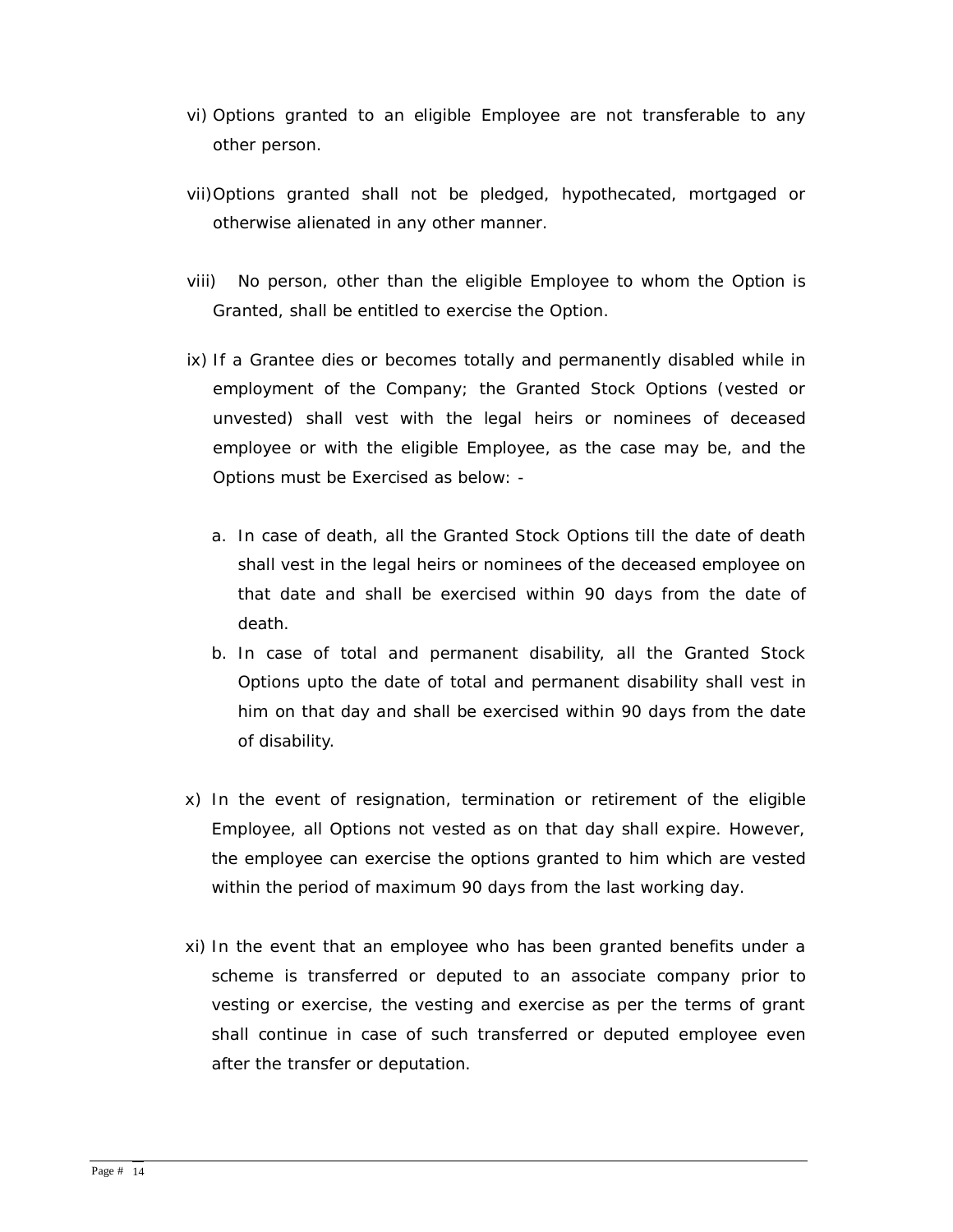vi) Options granted to an eligible Employee are not transferable to any other person.

vii) Options granted shall not be pledged, hypothecated, mortgaged or otherwise alienated in any other manner.

viii) No person, other than the eligible Employee to whom the Option is Granted, shall be entitled to exercise the Option.

ix) If a Grantee dies or becomes totally and permanently disabled while in employment of the Company; the Granted Stock Options (vested or unvested) shall vest with the legal heirs or nominees of deceased employee or with the eligible Employee, as the case may be, and the Options must be Exercised as below: -

   a. In case of death, all the Granted Stock Options till the date of death shall vest in the legal heirs or nominees of the deceased employee on that date and shall be exercised within 90 days from the date of death.
   b. In case of total and permanent disability, all the Granted Stock Options upto the date of total and permanent disability shall vest in him on that day and shall be exercised within 90 days from the date of disability.

x) In the event of resignation, termination or retirement of the eligible Employee, all Options not vested as on that day shall expire. However, the employee can exercise the options granted to him which are vested within the period of maximum 90 days from the last working day.

xi) In the event that an employee who has been granted benefits under a scheme is transferred or deputed to an associate company prior to vesting or exercise, the vesting and exercise as per the terms of grant shall continue in case of such transferred or deputed employee even after the transfer or deputation.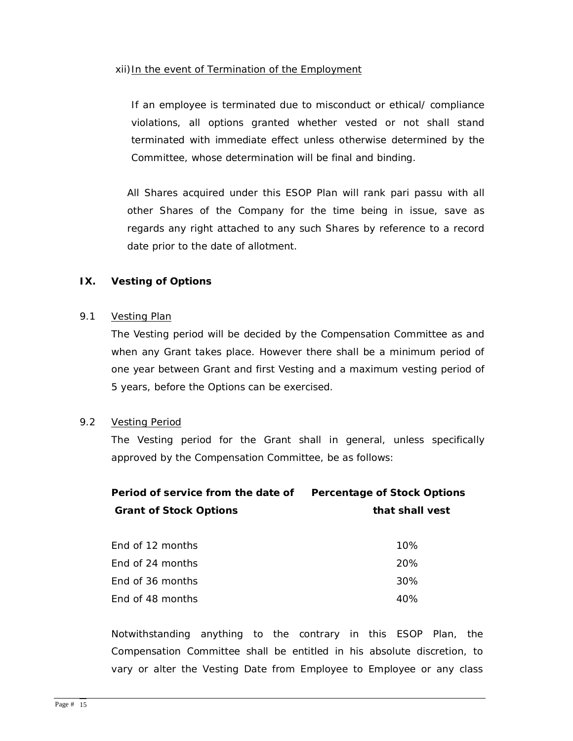xii) In the event of Termination of the Employment

If an employee is terminated due to misconduct or ethical/ compliance violations, all options granted whether vested or not shall stand terminated with immediate effect unless otherwise determined by the Committee, whose determination will be final and binding.

All Shares acquired under this ESOP Plan will rank pari passu with all other Shares of the Company for the time being in issue, save as regards any right attached to any such Shares by reference to a record date prior to the date of allotment.

## IX. Vesting of Options

### 9.1 Vesting Plan

The Vesting period will be decided by the Compensation Committee as and when any Grant takes place. However there shall be a minimum period of one year between Grant and first Vesting and a maximum vesting period of 5 years, before the Options can be exercised.

### 9.2 Vesting Period

The Vesting period for the Grant shall in general, unless specifically approved by the Compensation Committee, be as follows:

| **Period of service from the date of Grant of Stock Options** | **Percentage of Stock Options that shall vest** |
|---|---|
| End of 12 months | 10% |
| End of 24 months | 20% |
| End of 36 months | 30% |
| End of 48 months | 40% |

Notwithstanding anything to the contrary in this ESOP Plan, the Compensation Committee shall be entitled in his absolute discretion, to vary or alter the Vesting Date from Employee to Employee or any class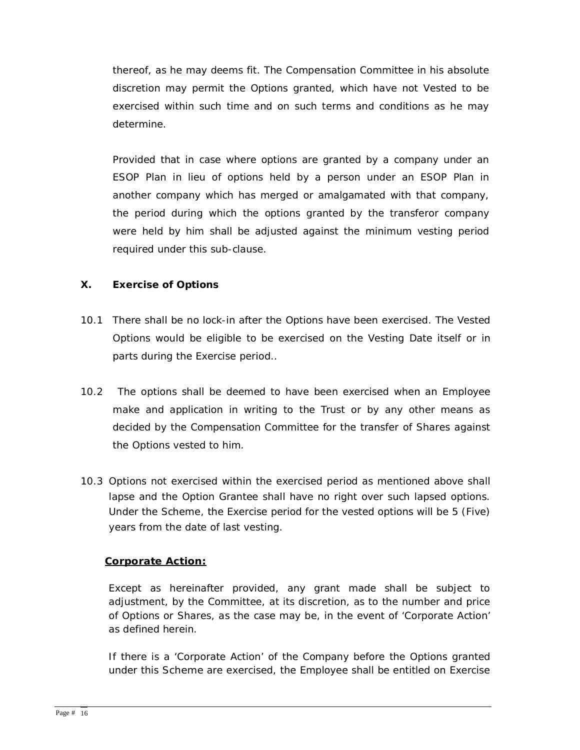thereof, as he may deems fit. The Compensation Committee in his absolute discretion may permit the Options granted, which have not Vested to be exercised within such time and on such terms and conditions as he may determine.

Provided that in case where options are granted by a company under an ESOP Plan in lieu of options held by a person under an ESOP Plan in another company which has merged or amalgamated with that company, the period during which the options granted by the transferor company were held by him shall be adjusted against the minimum vesting period required under this sub-clause.

## X. Exercise of Options

10.1 There shall be no lock-in after the Options have been exercised. The Vested Options would be eligible to be exercised on the Vesting Date itself or in parts during the Exercise period..

10.2 The options shall be deemed to have been exercised when an Employee make and application in writing to the Trust or by any other means as decided by the Compensation Committee for the transfer of Shares against the Options vested to him.

10.3 Options not exercised within the exercised period as mentioned above shall lapse and the Option Grantee shall have no right over such lapsed options. Under the Scheme, the Exercise period for the vested options will be 5 (Five) years from the date of last vesting.

**Corporate Action:**

Except as hereinafter provided, any grant made shall be subject to adjustment, by the Committee, at its discretion, as to the number and price of Options or Shares, as the case may be, in the event of 'Corporate Action' as defined herein.

If there is a 'Corporate Action' of the Company before the Options granted under this Scheme are exercised, the Employee shall be entitled on Exercise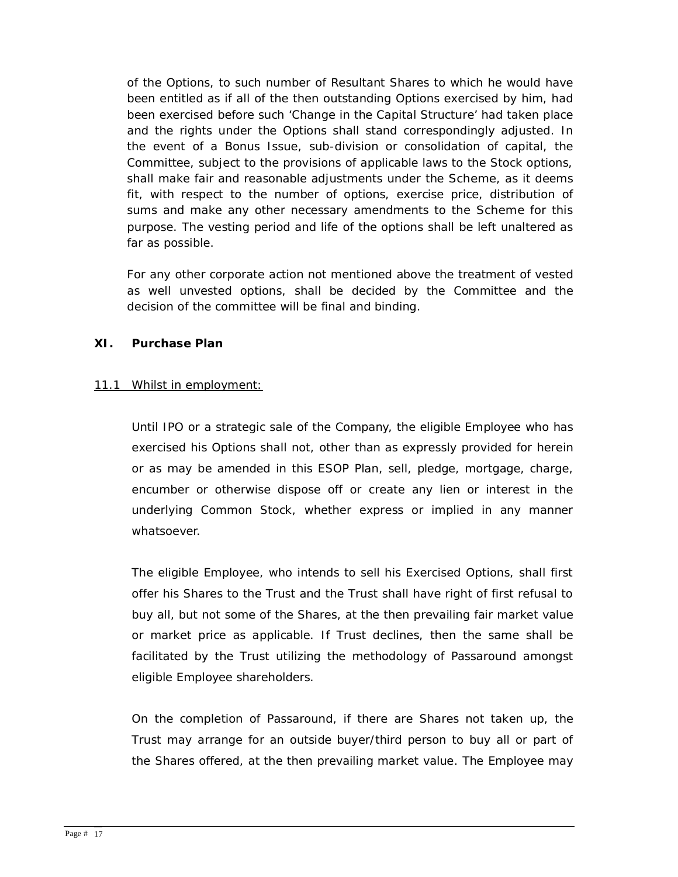of the Options, to such number of Resultant Shares to which he would have been entitled as if all of the then outstanding Options exercised by him, had been exercised before such 'Change in the Capital Structure' had taken place and the rights under the Options shall stand correspondingly adjusted. In the event of a Bonus Issue, sub-division or consolidation of capital, the Committee, subject to the provisions of applicable laws to the Stock options, shall make fair and reasonable adjustments under the Scheme, as it deems fit, with respect to the number of options, exercise price, distribution of sums and make any other necessary amendments to the Scheme for this purpose. The vesting period and life of the options shall be left unaltered as far as possible.

For any other corporate action not mentioned above the treatment of vested as well unvested options, shall be decided by the Committee and the decision of the committee will be final and binding.

## XI. Purchase Plan

<u>11.1 Whilst in employment:</u>

Until IPO or a strategic sale of the Company, the eligible Employee who has exercised his Options shall not, other than as expressly provided for herein or as may be amended in this ESOP Plan, sell, pledge, mortgage, charge, encumber or otherwise dispose off or create any lien or interest in the underlying Common Stock, whether express or implied in any manner whatsoever.

The eligible Employee, who intends to sell his Exercised Options, shall first offer his Shares to the Trust and the Trust shall have right of first refusal to buy all, but not some of the Shares, at the then prevailing fair market value or market price as applicable. If Trust declines, then the same shall be facilitated by the Trust utilizing the methodology of Passaround amongst eligible Employee shareholders.

On the completion of Passaround, if there are Shares not taken up, the Trust may arrange for an outside buyer/third person to buy all or part of the Shares offered, at the then prevailing market value. The Employee may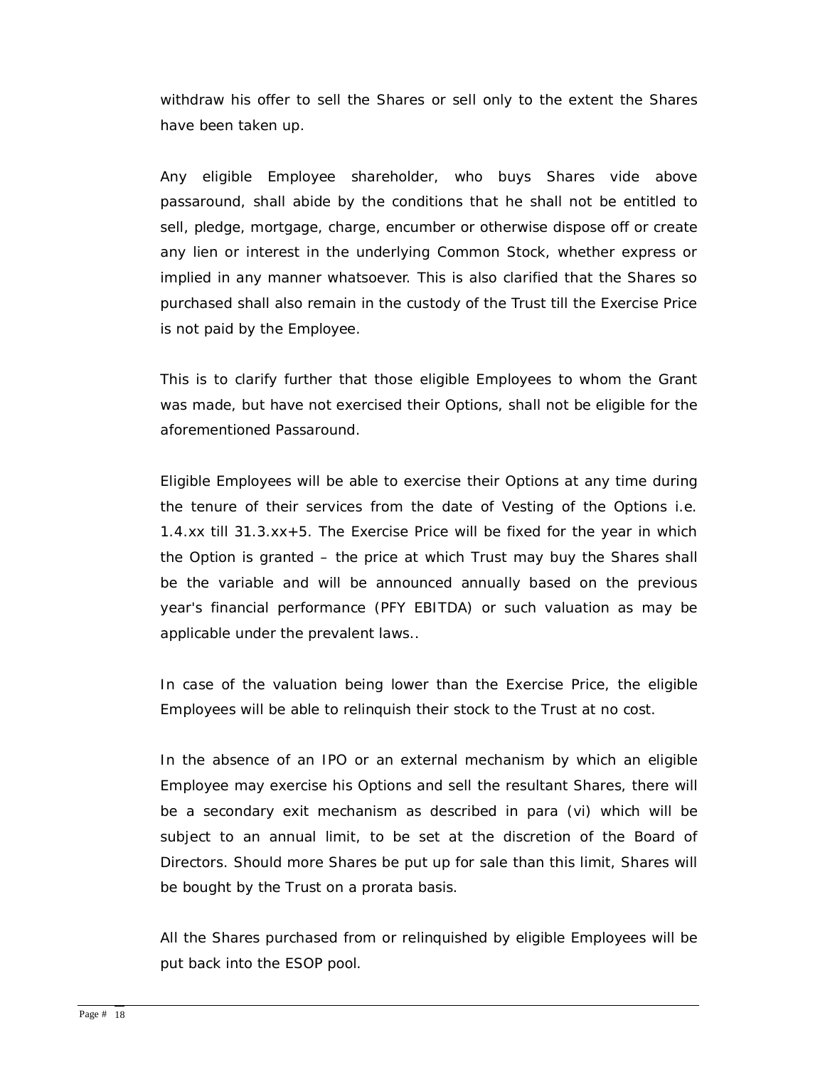withdraw his offer to sell the Shares or sell only to the extent the Shares have been taken up.

Any eligible Employee shareholder, who buys Shares vide above passaround, shall abide by the conditions that he shall not be entitled to sell, pledge, mortgage, charge, encumber or otherwise dispose off or create any lien or interest in the underlying Common Stock, whether express or implied in any manner whatsoever. This is also clarified that the Shares so purchased shall also remain in the custody of the Trust till the Exercise Price is not paid by the Employee.

This is to clarify further that those eligible Employees to whom the Grant was made, but have not exercised their Options, shall not be eligible for the aforementioned Passaround.

Eligible Employees will be able to exercise their Options at any time during the tenure of their services from the date of Vesting of the Options i.e. 1.4.xx till 31.3.xx+5. The Exercise Price will be fixed for the year in which the Option is granted – the price at which Trust may buy the Shares shall be the variable and will be announced annually based on the previous year's financial performance (PFY EBITDA) or such valuation as may be applicable under the prevalent laws..

In case of the valuation being lower than the Exercise Price, the eligible Employees will be able to relinquish their stock to the Trust at no cost.

In the absence of an IPO or an external mechanism by which an eligible Employee may exercise his Options and sell the resultant Shares, there will be a secondary exit mechanism as described in para (vi) which will be subject to an annual limit, to be set at the discretion of the Board of Directors. Should more Shares be put up for sale than this limit, Shares will be bought by the Trust on a prorata basis.

All the Shares purchased from or relinquished by eligible Employees will be put back into the ESOP pool.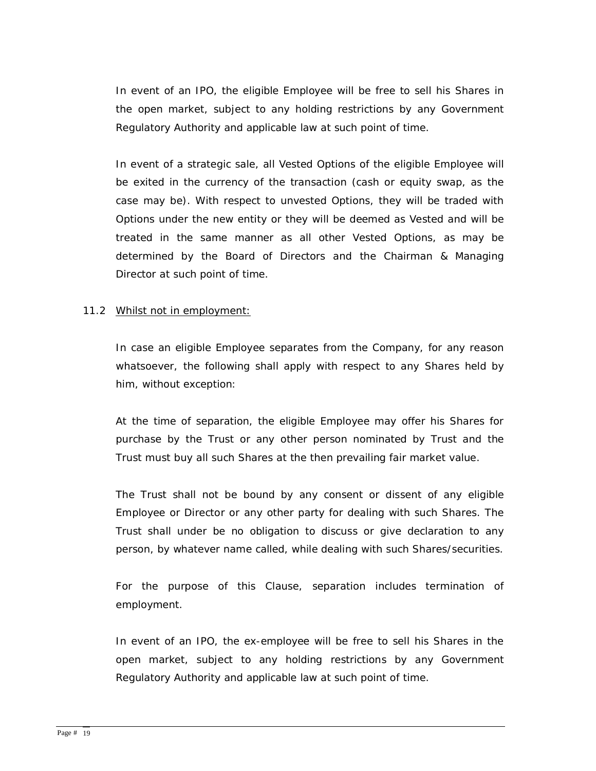In event of an IPO, the eligible Employee will be free to sell his Shares in the open market, subject to any holding restrictions by any Government Regulatory Authority and applicable law at such point of time.

In event of a strategic sale, all Vested Options of the eligible Employee will be exited in the currency of the transaction (cash or equity swap, as the case may be). With respect to unvested Options, they will be traded with Options under the new entity or they will be deemed as Vested and will be treated in the same manner as all other Vested Options, as may be determined by the Board of Directors and the Chairman & Managing Director at such point of time.

11.2 <u>Whilst not in employment:</u>

In case an eligible Employee separates from the Company, for any reason whatsoever, the following shall apply with respect to any Shares held by him, without exception:

At the time of separation, the eligible Employee may offer his Shares for purchase by the Trust or any other person nominated by Trust and the Trust must buy all such Shares at the then prevailing fair market value.

The Trust shall not be bound by any consent or dissent of any eligible Employee or Director or any other party for dealing with such Shares. The Trust shall under be no obligation to discuss or give declaration to any person, by whatever name called, while dealing with such Shares/securities.

For the purpose of this Clause, separation includes termination of employment.

In event of an IPO, the ex-employee will be free to sell his Shares in the open market, subject to any holding restrictions by any Government Regulatory Authority and applicable law at such point of time.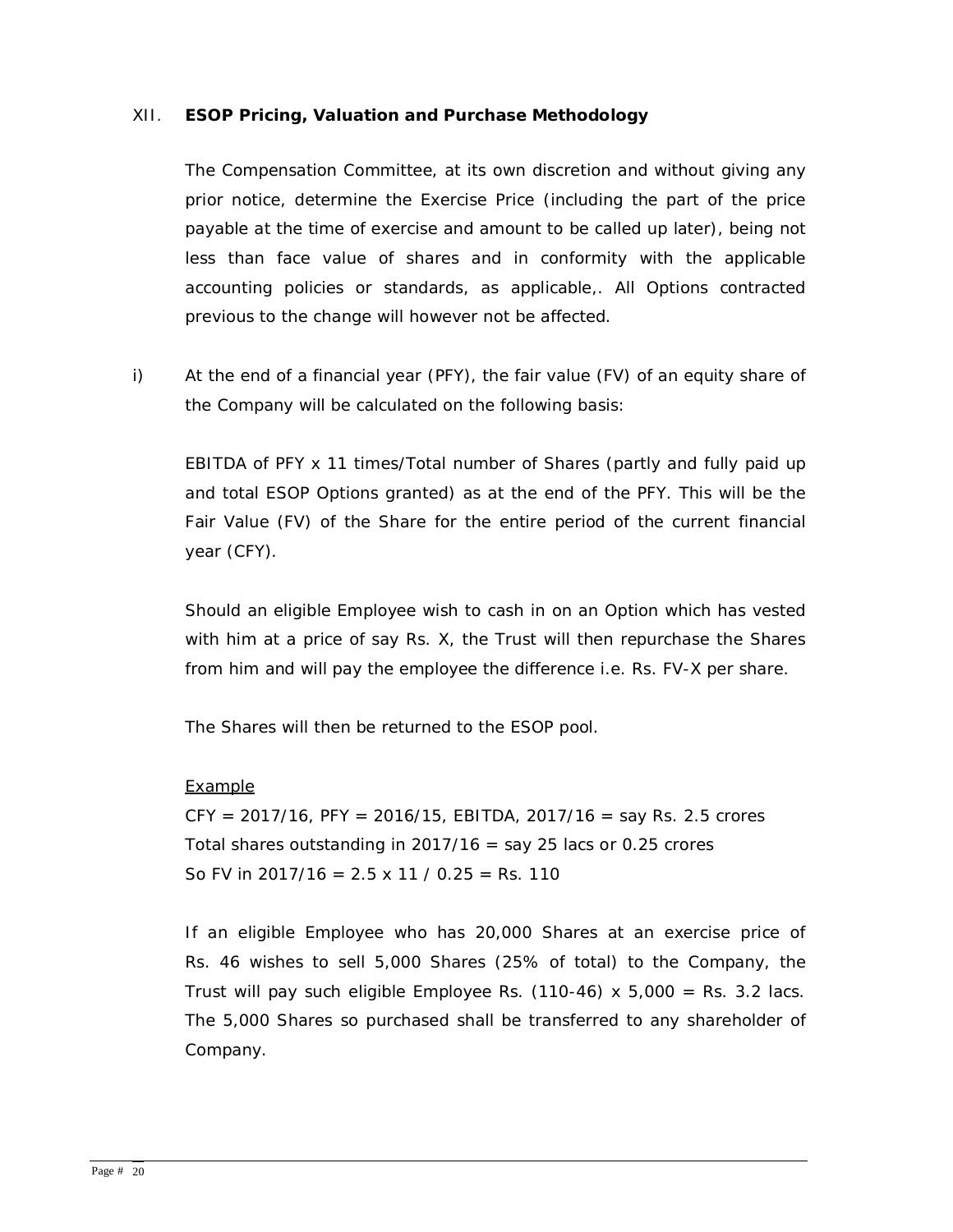## XII. ESOP Pricing, Valuation and Purchase Methodology

The Compensation Committee, at its own discretion and without giving any prior notice, determine the Exercise Price (including the part of the price payable at the time of exercise and amount to be called up later), being not less than face value of shares and in conformity with the applicable accounting policies or standards, as applicable,. All Options contracted previous to the change will however not be affected.

i) At the end of a financial year (PFY), the fair value (FV) of an equity share of the Company will be calculated on the following basis:

EBITDA of PFY x 11 times/Total number of Shares (partly and fully paid up and total ESOP Options granted) as at the end of the PFY. This will be the Fair Value (FV) of the Share for the entire period of the current financial year (CFY).

Should an eligible Employee wish to cash in on an Option which has vested with him at a price of say Rs. X, the Trust will then repurchase the Shares from him and will pay the employee the difference i.e. Rs. FV-X per share.

The Shares will then be returned to the ESOP pool.

<u>Example</u>

CFY = 2017/16, PFY = 2016/15, EBITDA, 2017/16 = say Rs. 2.5 crores
Total shares outstanding in 2017/16 = say 25 lacs or 0.25 crores
So FV in 2017/16 = 2.5 x 11 / 0.25 = Rs. 110

If an eligible Employee who has 20,000 Shares at an exercise price of Rs. 46 wishes to sell 5,000 Shares (25% of total) to the Company, the Trust will pay such eligible Employee Rs. (110-46) x 5,000 = Rs. 3.2 lacs. The 5,000 Shares so purchased shall be transferred to any shareholder of Company.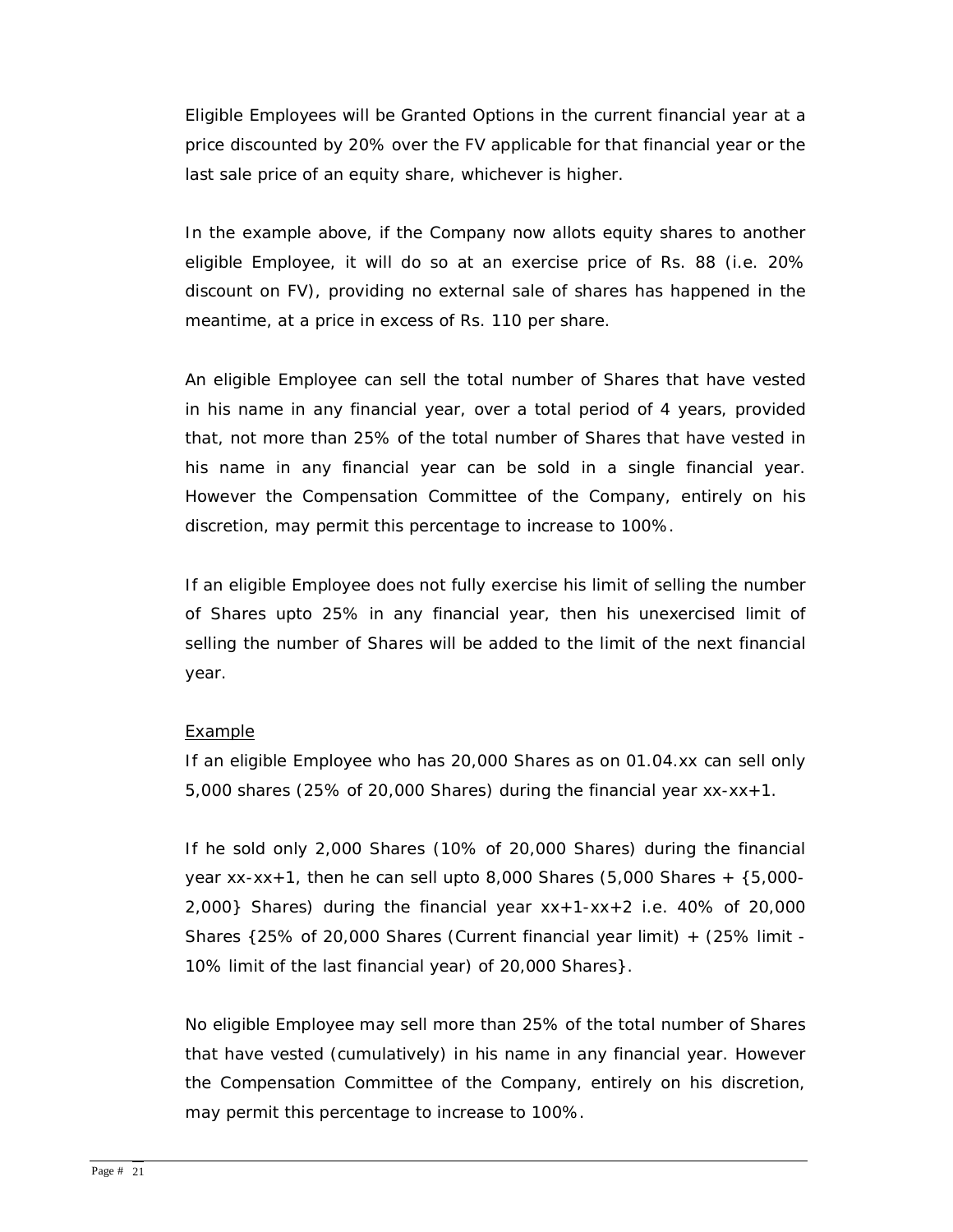Eligible Employees will be Granted Options in the current financial year at a price discounted by 20% over the FV applicable for that financial year or the last sale price of an equity share, whichever is higher.

In the example above, if the Company now allots equity shares to another eligible Employee, it will do so at an exercise price of Rs. 88 (i.e. 20% discount on FV), providing no external sale of shares has happened in the meantime, at a price in excess of Rs. 110 per share.

An eligible Employee can sell the total number of Shares that have vested in his name in any financial year, over a total period of 4 years, provided that, not more than 25% of the total number of Shares that have vested in his name in any financial year can be sold in a single financial year. However the Compensation Committee of the Company, entirely on his discretion, may permit this percentage to increase to 100%.

If an eligible Employee does not fully exercise his limit of selling the number of Shares upto 25% in any financial year, then his unexercised limit of selling the number of Shares will be added to the limit of the next financial year.

Example

If an eligible Employee who has 20,000 Shares as on 01.04.xx can sell only 5,000 shares (25% of 20,000 Shares) during the financial year xx-xx+1.

If he sold only 2,000 Shares (10% of 20,000 Shares) during the financial year xx-xx+1, then he can sell upto 8,000 Shares (5,000 Shares + {5,000-2,000} Shares) during the financial year xx+1-xx+2 i.e. 40% of 20,000 Shares {25% of 20,000 Shares (Current financial year limit) + (25% limit - 10% limit of the last financial year) of 20,000 Shares}.

No eligible Employee may sell more than 25% of the total number of Shares that have vested (cumulatively) in his name in any financial year. However the Compensation Committee of the Company, entirely on his discretion, may permit this percentage to increase to 100%.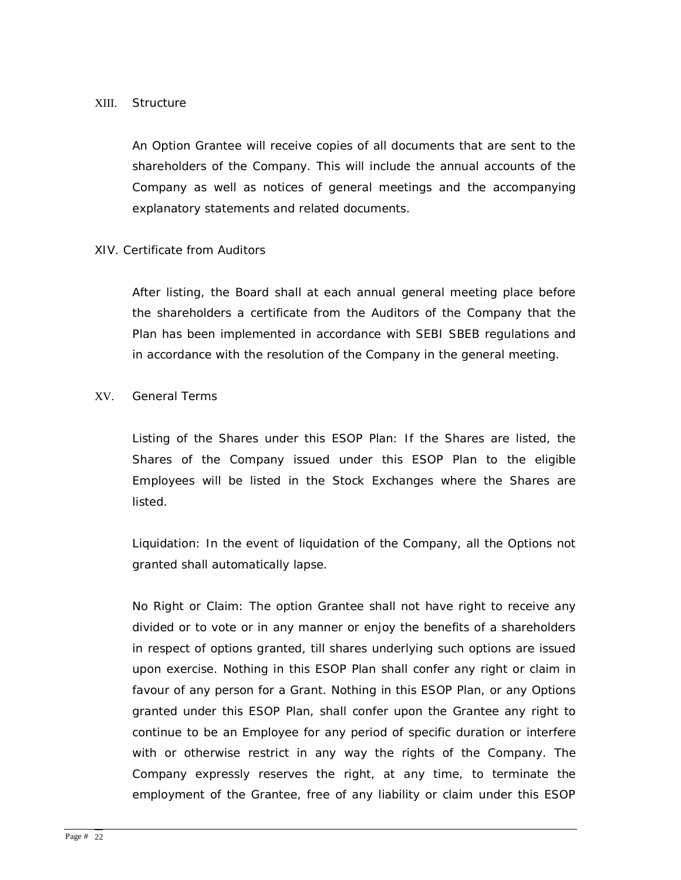## XIII. Structure

An Option Grantee will receive copies of all documents that are sent to the shareholders of the Company. This will include the annual accounts of the Company as well as notices of general meetings and the accompanying explanatory statements and related documents.

## XIV. Certificate from Auditors

After listing, the Board shall at each annual general meeting place before the shareholders a certificate from the Auditors of the Company that the Plan has been implemented in accordance with SEBI SBEB regulations and in accordance with the resolution of the Company in the general meeting.

## XV. General Terms

Listing of the Shares under this ESOP Plan: If the Shares are listed, the Shares of the Company issued under this ESOP Plan to the eligible Employees will be listed in the Stock Exchanges where the Shares are listed.

Liquidation: In the event of liquidation of the Company, all the Options not granted shall automatically lapse.

No Right or Claim: The option Grantee shall not have right to receive any divided or to vote or in any manner or enjoy the benefits of a shareholders in respect of options granted, till shares underlying such options are issued upon exercise. Nothing in this ESOP Plan shall confer any right or claim in favour of any person for a Grant. Nothing in this ESOP Plan, or any Options granted under this ESOP Plan, shall confer upon the Grantee any right to continue to be an Employee for any period of specific duration or interfere with or otherwise restrict in any way the rights of the Company. The Company expressly reserves the right, at any time, to terminate the employment of the Grantee, free of any liability or claim under this ESOP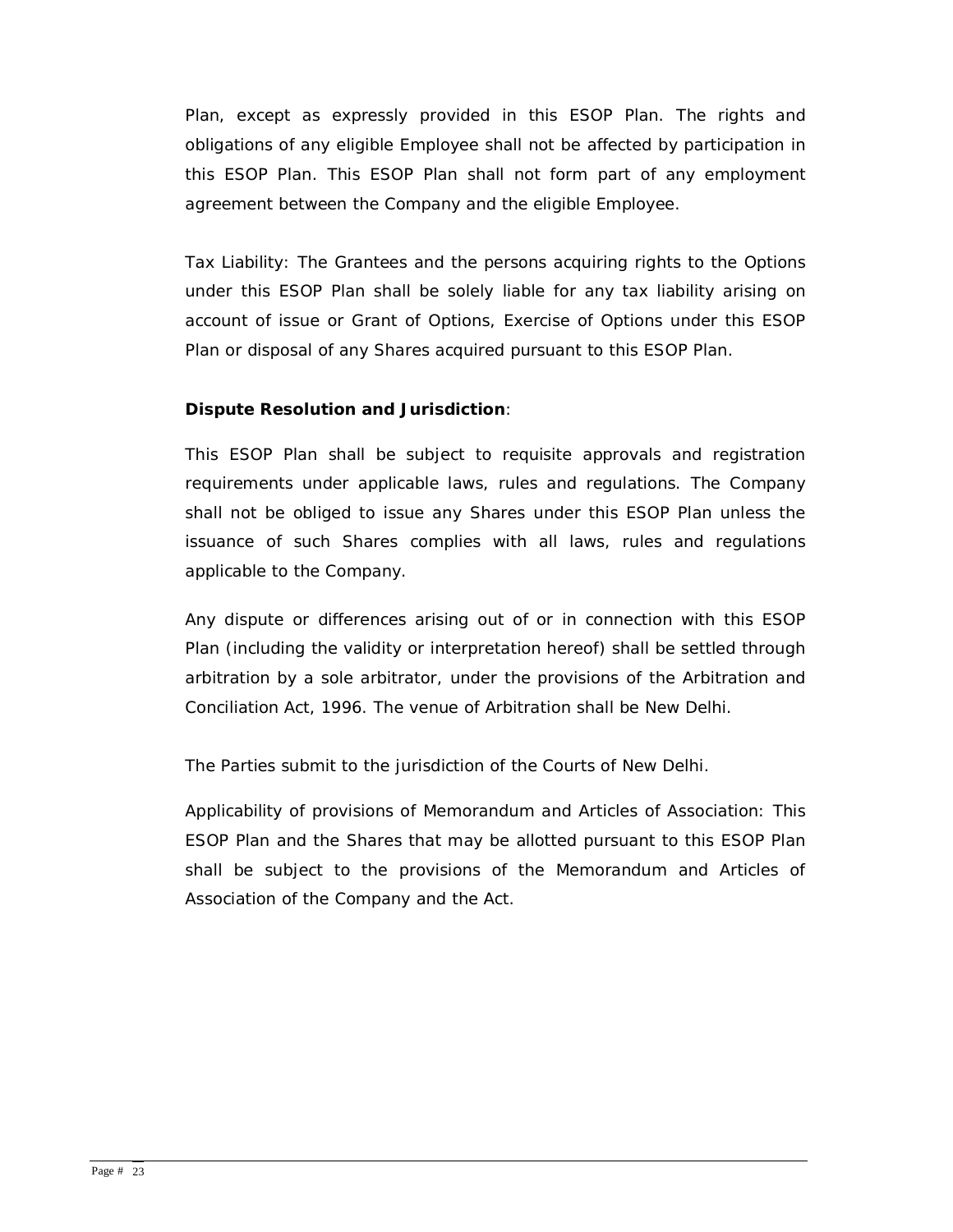Plan, except as expressly provided in this ESOP Plan. The rights and obligations of any eligible Employee shall not be affected by participation in this ESOP Plan. This ESOP Plan shall not form part of any employment agreement between the Company and the eligible Employee.

Tax Liability: The Grantees and the persons acquiring rights to the Options under this ESOP Plan shall be solely liable for any tax liability arising on account of issue or Grant of Options, Exercise of Options under this ESOP Plan or disposal of any Shares acquired pursuant to this ESOP Plan.

**Dispute Resolution and Jurisdiction**:

This ESOP Plan shall be subject to requisite approvals and registration requirements under applicable laws, rules and regulations. The Company shall not be obliged to issue any Shares under this ESOP Plan unless the issuance of such Shares complies with all laws, rules and regulations applicable to the Company.

Any dispute or differences arising out of or in connection with this ESOP Plan (including the validity or interpretation hereof) shall be settled through arbitration by a sole arbitrator, under the provisions of the Arbitration and Conciliation Act, 1996. The venue of Arbitration shall be New Delhi.

The Parties submit to the jurisdiction of the Courts of New Delhi.

Applicability of provisions of Memorandum and Articles of Association: This ESOP Plan and the Shares that may be allotted pursuant to this ESOP Plan shall be subject to the provisions of the Memorandum and Articles of Association of the Company and the Act.